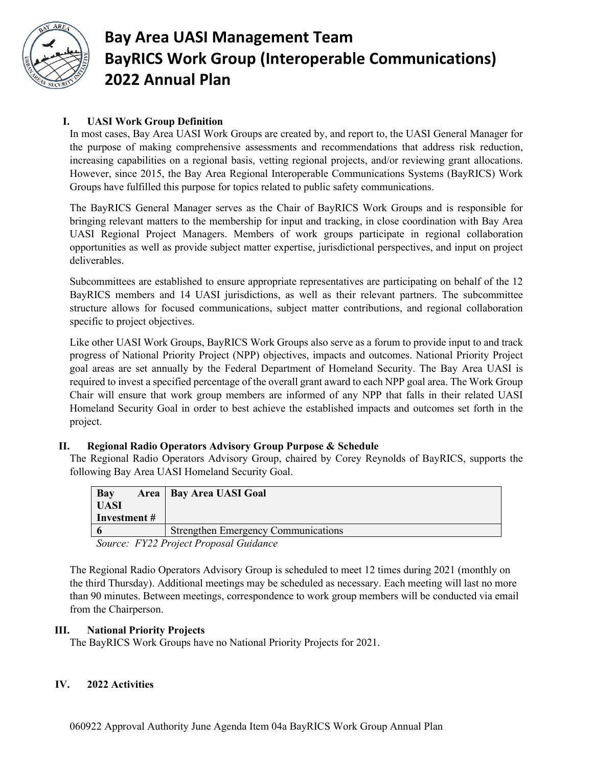# Bay Area UASI Management Team
# BayRICS Work Group (Interoperable Communications)
# 2022 Annual Plan

## I. UASI Work Group Definition

In most cases, Bay Area UASI Work Groups are created by, and report to, the UASI General Manager for the purpose of making comprehensive assessments and recommendations that address risk reduction, increasing capabilities on a regional basis, vetting regional projects, and/or reviewing grant allocations. However, since 2015, the Bay Area Regional Interoperable Communications Systems (BayRICS) Work Groups have fulfilled this purpose for topics related to public safety communications.

The BayRICS General Manager serves as the Chair of BayRICS Work Groups and is responsible for bringing relevant matters to the membership for input and tracking, in close coordination with Bay Area UASI Regional Project Managers. Members of work groups participate in regional collaboration opportunities as well as provide subject matter expertise, jurisdictional perspectives, and input on project deliverables.

Subcommittees are established to ensure appropriate representatives are participating on behalf of the 12 BayRICS members and 14 UASI jurisdictions, as well as their relevant partners. The subcommittee structure allows for focused communications, subject matter contributions, and regional collaboration specific to project objectives.

Like other UASI Work Groups, BayRICS Work Groups also serve as a forum to provide input to and track progress of National Priority Project (NPP) objectives, impacts and outcomes. National Priority Project goal areas are set annually by the Federal Department of Homeland Security. The Bay Area UASI is required to invest a specified percentage of the overall grant award to each NPP goal area. The Work Group Chair will ensure that work group members are informed of any NPP that falls in their related UASI Homeland Security Goal in order to best achieve the established impacts and outcomes set forth in the project.

## II. Regional Radio Operators Advisory Group Purpose & Schedule

The Regional Radio Operators Advisory Group, chaired by Corey Reynolds of BayRICS, supports the following Bay Area UASI Homeland Security Goal.

| Bay Area UASI Investment # | Bay Area UASI Goal |
|---|---|
| 6 | Strengthen Emergency Communications |

*Source: FY22 Project Proposal Guidance*

The Regional Radio Operators Advisory Group is scheduled to meet 12 times during 2021 (monthly on the third Thursday). Additional meetings may be scheduled as necessary. Each meeting will last no more than 90 minutes. Between meetings, correspondence to work group members will be conducted via email from the Chairperson.

## III. National Priority Projects

The BayRICS Work Groups have no National Priority Projects for 2021.

## IV. 2022 Activities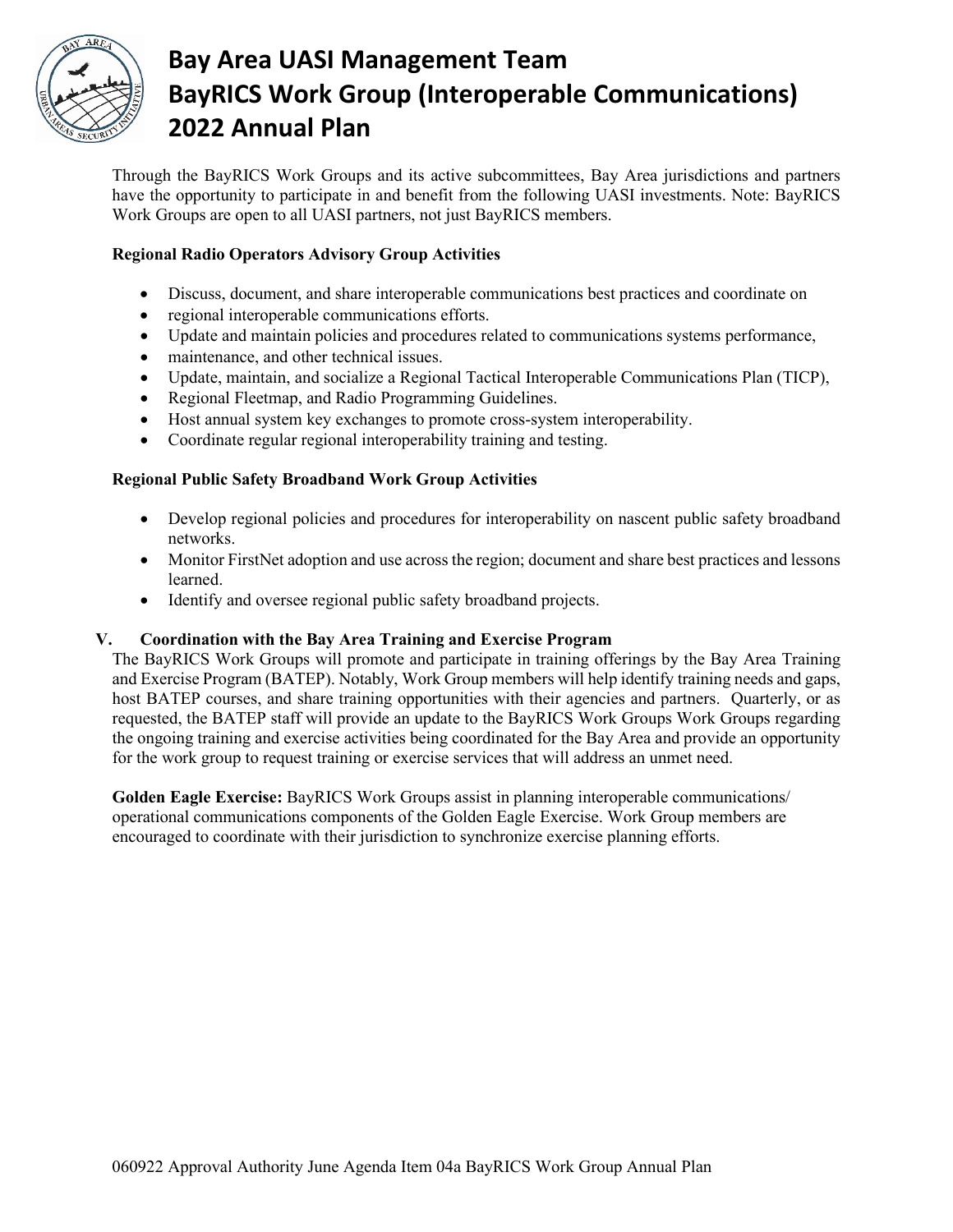# Bay Area UASI Management Team
# BayRICS Work Group (Interoperable Communications)
# 2022 Annual Plan

Through the BayRICS Work Groups and its active subcommittees, Bay Area jurisdictions and partners have the opportunity to participate in and benefit from the following UASI investments. Note: BayRICS Work Groups are open to all UASI partners, not just BayRICS members.

**Regional Radio Operators Advisory Group Activities**

- Discuss, document, and share interoperable communications best practices and coordinate on
- regional interoperable communications efforts.
- Update and maintain policies and procedures related to communications systems performance,
- maintenance, and other technical issues.
- Update, maintain, and socialize a Regional Tactical Interoperable Communications Plan (TICP),
- Regional Fleetmap, and Radio Programming Guidelines.
- Host annual system key exchanges to promote cross-system interoperability.
- Coordinate regular regional interoperability training and testing.

**Regional Public Safety Broadband Work Group Activities**

- Develop regional policies and procedures for interoperability on nascent public safety broadband networks.
- Monitor FirstNet adoption and use across the region; document and share best practices and lessons learned.
- Identify and oversee regional public safety broadband projects.

## V. Coordination with the Bay Area Training and Exercise Program

The BayRICS Work Groups will promote and participate in training offerings by the Bay Area Training and Exercise Program (BATEP). Notably, Work Group members will help identify training needs and gaps, host BATEP courses, and share training opportunities with their agencies and partners. Quarterly, or as requested, the BATEP staff will provide an update to the BayRICS Work Groups Work Groups regarding the ongoing training and exercise activities being coordinated for the Bay Area and provide an opportunity for the work group to request training or exercise services that will address an unmet need.

**Golden Eagle Exercise:** BayRICS Work Groups assist in planning interoperable communications/ operational communications components of the Golden Eagle Exercise. Work Group members are encouraged to coordinate with their jurisdiction to synchronize exercise planning efforts.

060922 Approval Authority June Agenda Item 04a BayRICS Work Group Annual Plan